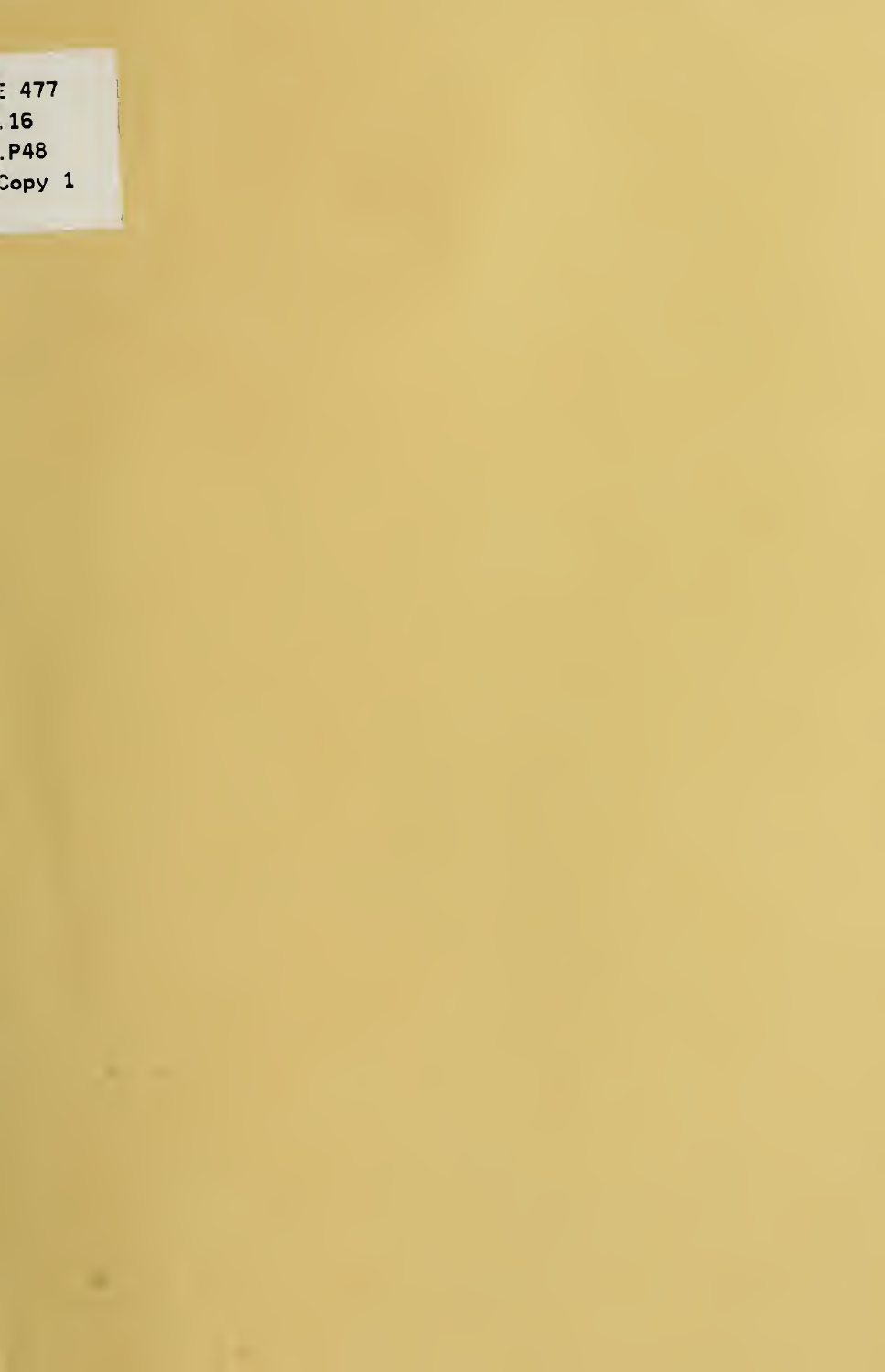E 477
.16
.P48
Copy 1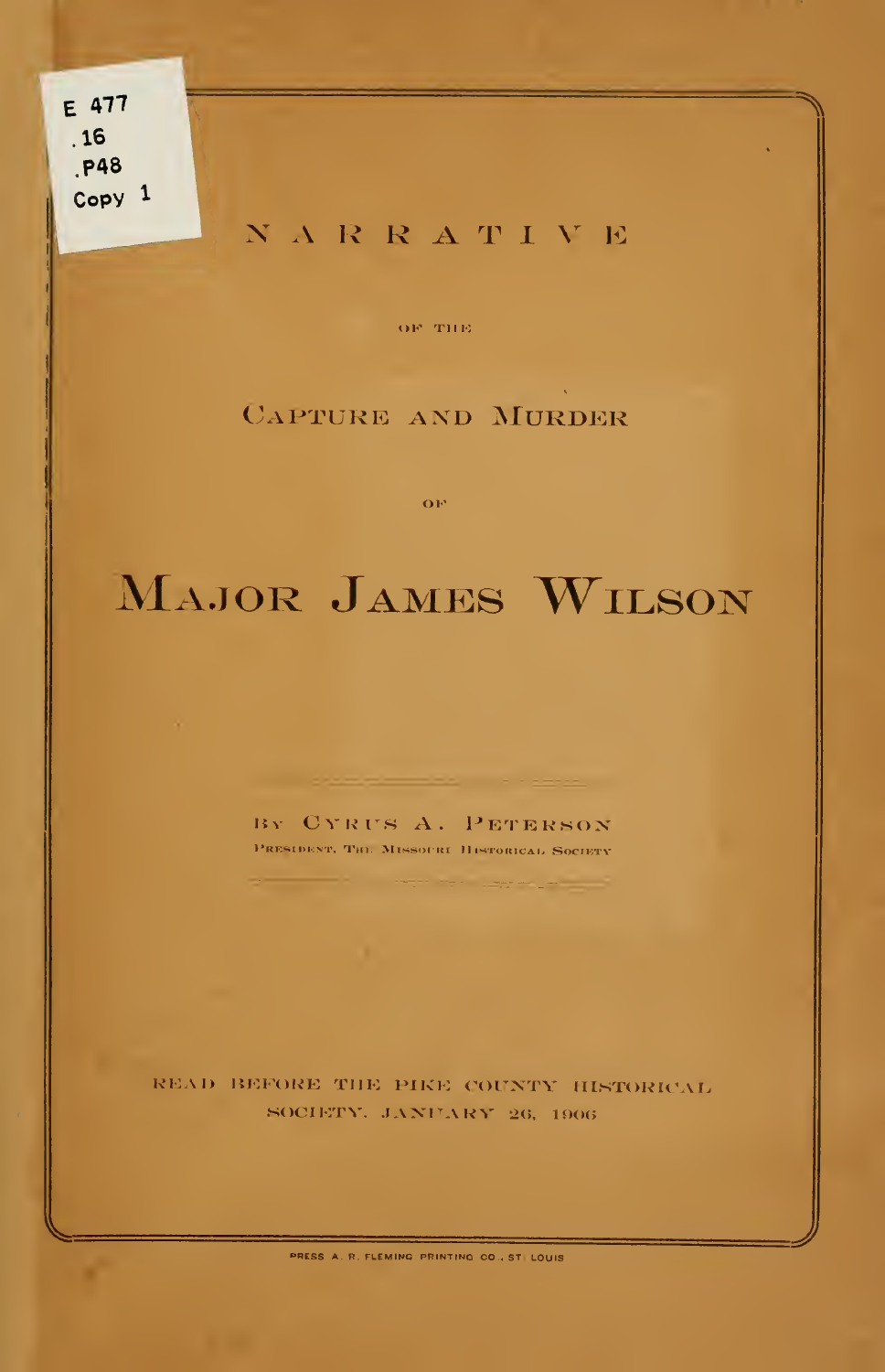E 477
.16
.P48
Copy 1

# NARRATIVE

OF THE

## CAPTURE AND MURDER

OF

# MAJOR JAMES WILSON

BY CYRUS A. PETERSON

PRESIDENT, THE MISSOURI HISTORICAL SOCIETY

READ BEFORE THE PIKE COUNTY HISTORICAL SOCIETY, JANUARY 26, 1906

PRESS A. R. FLEMING PRINTING CO., ST. LOUIS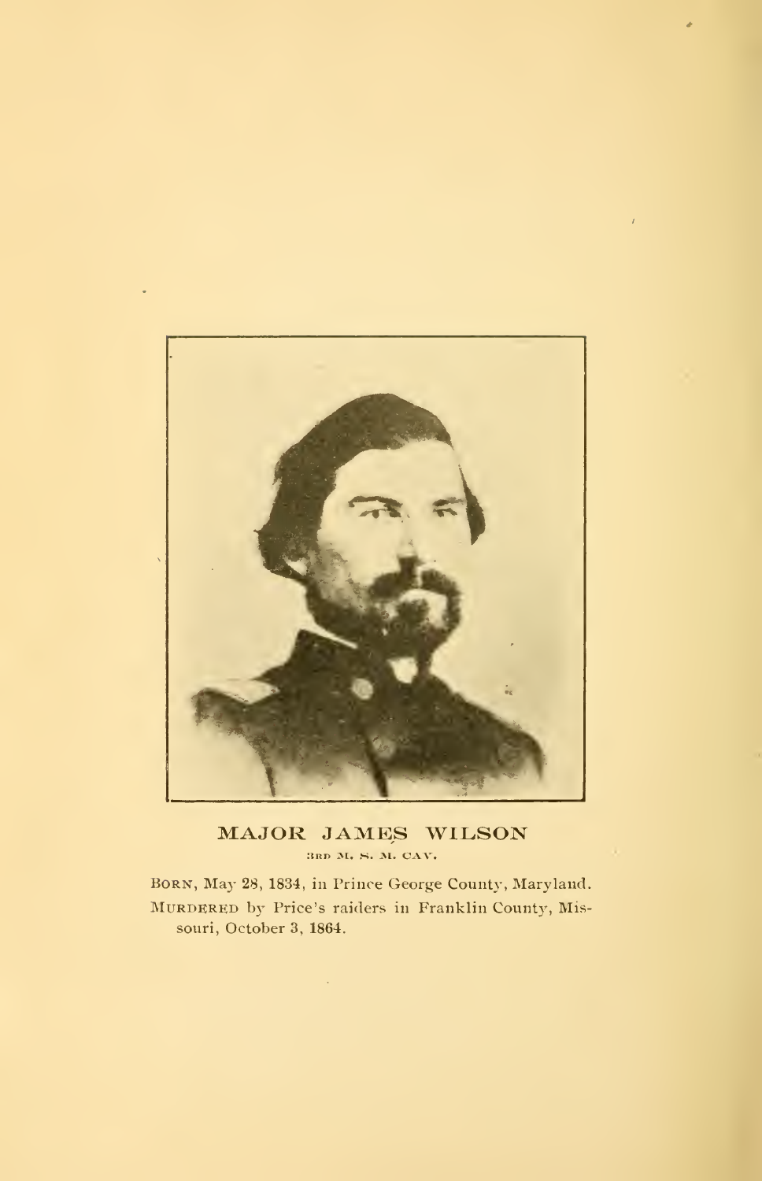MAJOR JAMES WILSON

3RD M. S. M. CAV.

BORN, May 28, 1834, in Prince George County, Maryland.
MURDERED by Price's raiders in Franklin County, Missouri, October 3, 1864.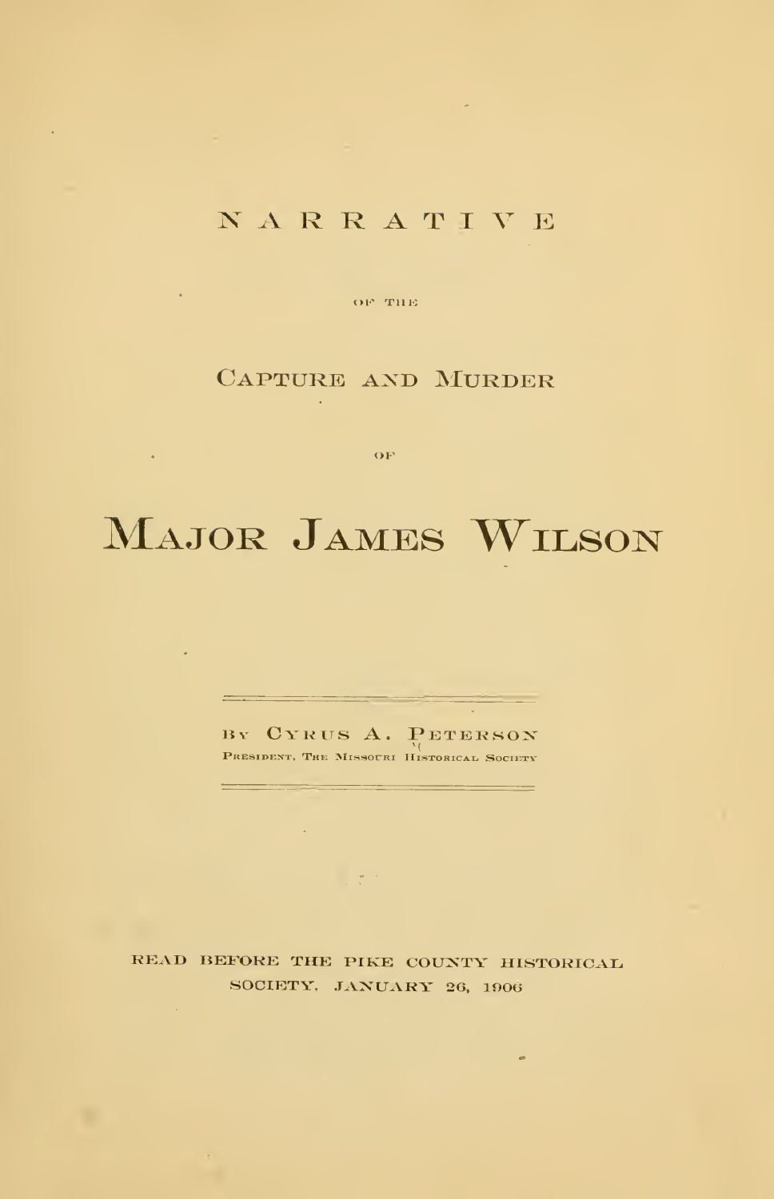NARRATIVE

OF THE

CAPTURE AND MURDER

OF

# MAJOR JAMES WILSON

---

BY CYRUS A. PETERSON

PRESIDENT, THE MISSOURI HISTORICAL SOCIETY

---

READ BEFORE THE PIKE COUNTY HISTORICAL SOCIETY, JANUARY 26, 1906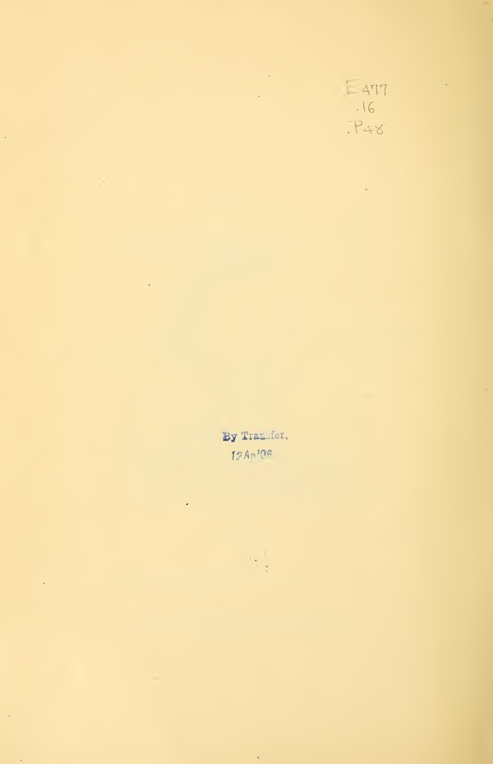E 477
.16
.P48

By Transfer.
12 Ap '06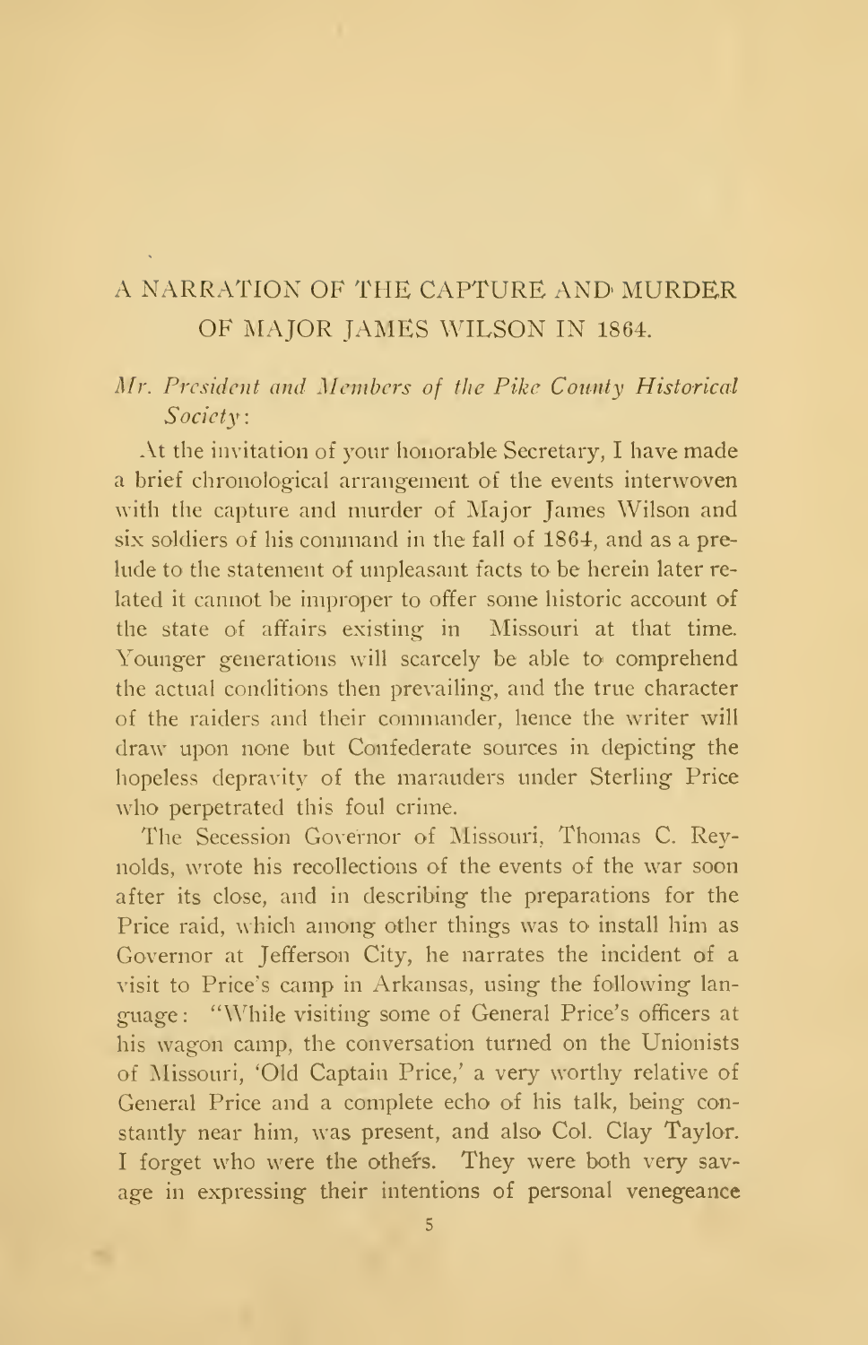# A NARRATION OF THE CAPTURE AND MURDER OF MAJOR JAMES WILSON IN 1864.

*Mr. President and Members of the Pike County Historical Society*:

At the invitation of your honorable Secretary, I have made a brief chronological arrangement of the events interwoven with the capture and murder of Major James Wilson and six soldiers of his command in the fall of 1864, and as a prelude to the statement of unpleasant facts to be herein later related it cannot be improper to offer some historic account of the state of affairs existing in Missouri at that time. Younger generations will scarcely be able to comprehend the actual conditions then prevailing, and the true character of the raiders and their commander, hence the writer will draw upon none but Confederate sources in depicting the hopeless depravity of the marauders under Sterling Price who perpetrated this foul crime.

The Secession Governor of Missouri, Thomas C. Reynolds, wrote his recollections of the events of the war soon after its close, and in describing the preparations for the Price raid, which among other things was to install him as Governor at Jefferson City, he narrates the incident of a visit to Price's camp in Arkansas, using the following language: "While visiting some of General Price's officers at his wagon camp, the conversation turned on the Unionists of Missouri, 'Old Captain Price,' a very worthy relative of General Price and a complete echo of his talk, being constantly near him, was present, and also Col. Clay Taylor. I forget who were the others. They were both very savage in expressing their intentions of personal venegeance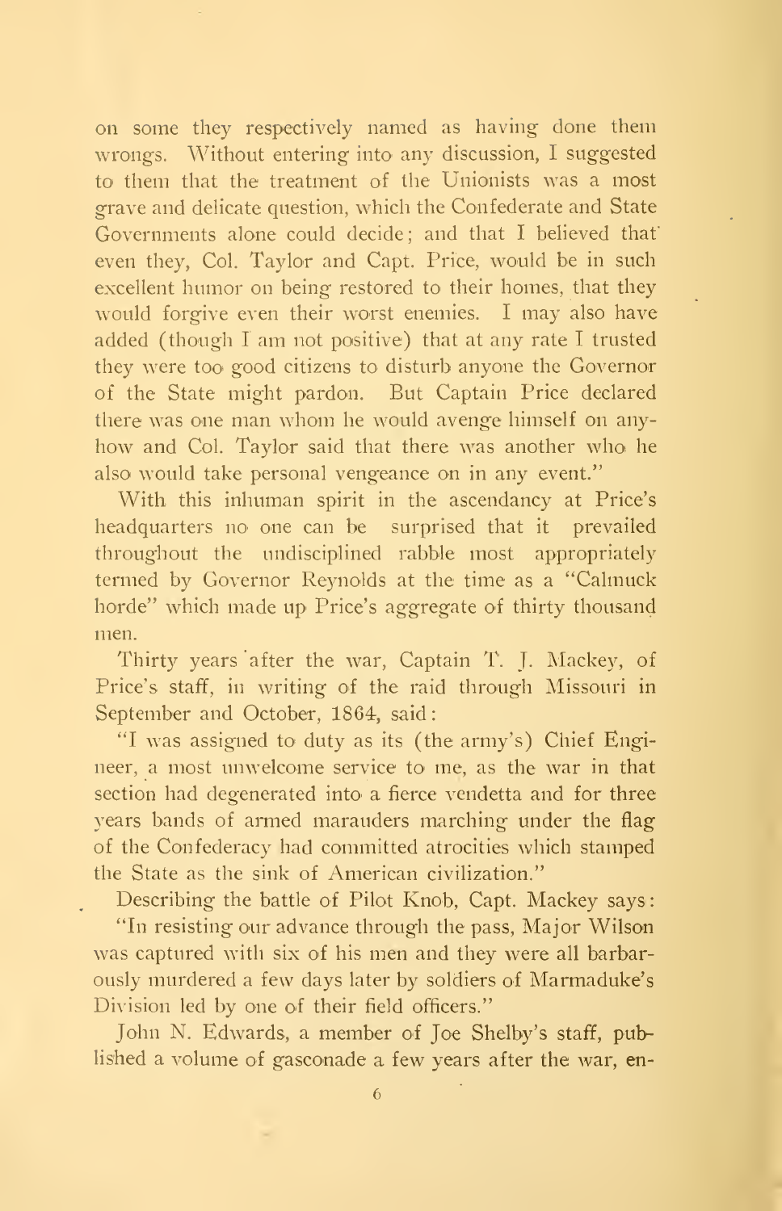on some they respectively named as having done them wrongs. Without entering into any discussion, I suggested to them that the treatment of the Unionists was a most grave and delicate question, which the Confederate and State Governments alone could decide; and that I believed that even they, Col. Taylor and Capt. Price, would be in such excellent humor on being restored to their homes, that they would forgive even their worst enemies. I may also have added (though I am not positive) that at any rate I trusted they were too good citizens to disturb anyone the Governor of the State might pardon. But Captain Price declared there was one man whom he would avenge himself on anyhow and Col. Taylor said that there was another who he also would take personal vengeance on in any event."

With this inhuman spirit in the ascendancy at Price's headquarters no one can be surprised that it prevailed throughout the undisciplined rabble most appropriately termed by Governor Reynolds at the time as a "Calmuck horde" which made up Price's aggregate of thirty thousand men.

Thirty years after the war, Captain T. J. Mackey, of Price's staff, in writing of the raid through Missouri in September and October, 1864, said:

"I was assigned to duty as its (the army's) Chief Engineer, a most unwelcome service to me, as the war in that section had degenerated into a fierce vendetta and for three years bands of armed marauders marching under the flag of the Confederacy had committed atrocities which stamped the State as the sink of American civilization."

Describing the battle of Pilot Knob, Capt. Mackey says:

"In resisting our advance through the pass, Major Wilson was captured with six of his men and they were all barbarously murdered a few days later by soldiers of Marmaduke's Division led by one of their field officers."

John N. Edwards, a member of Joe Shelby's staff, published a volume of gasconade a few years after the war, en-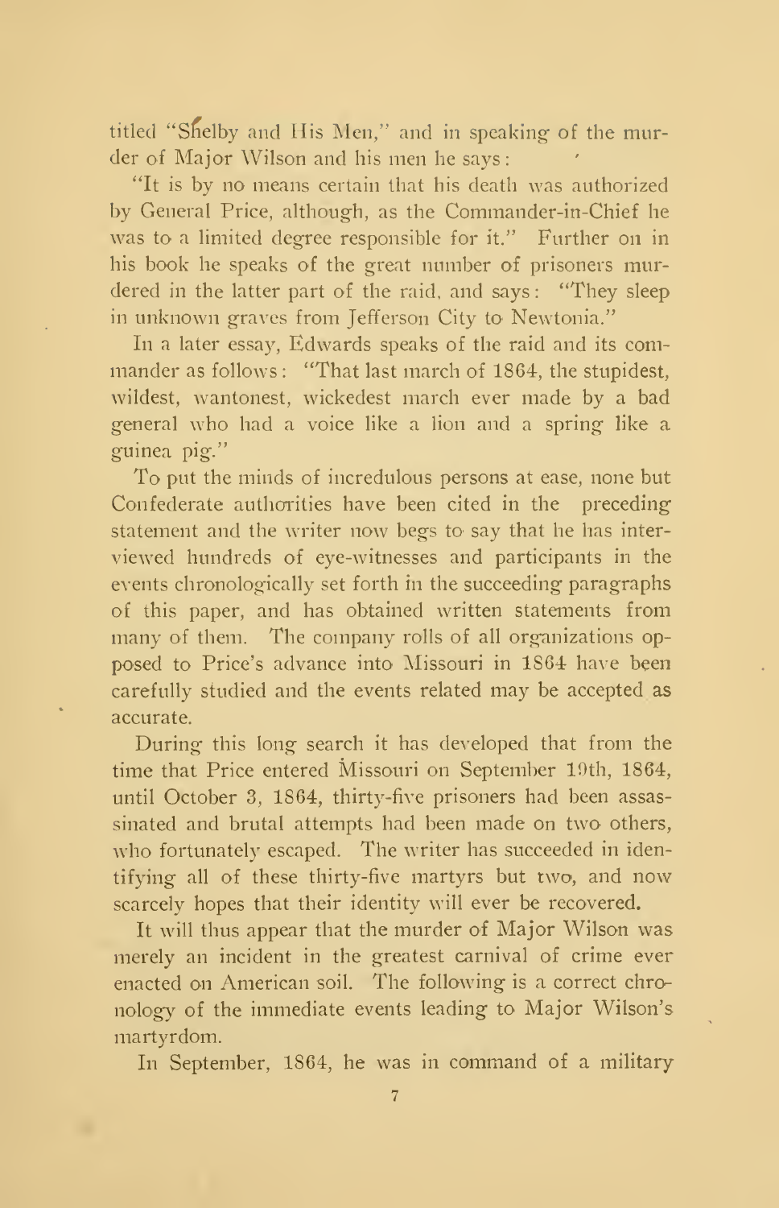titled "Shelby and His Men," and in speaking of the murder of Major Wilson and his men he says:

"It is by no means certain that his death was authorized by General Price, although, as the Commander-in-Chief he was to a limited degree responsible for it." Further on in his book he speaks of the great number of prisoners murdered in the latter part of the raid, and says: "They sleep in unknown graves from Jefferson City to Newtonia."

In a later essay, Edwards speaks of the raid and its commander as follows: "That last march of 1864, the stupidest, wildest, wantonest, wickedest march ever made by a bad general who had a voice like a lion and a spring like a guinea pig."

To put the minds of incredulous persons at ease, none but Confederate authorities have been cited in the preceding statement and the writer now begs to say that he has interviewed hundreds of eye-witnesses and participants in the events chronologically set forth in the succeeding paragraphs of this paper, and has obtained written statements from many of them. The company rolls of all organizations opposed to Price's advance into Missouri in 1864 have been carefully studied and the events related may be accepted as accurate.

During this long search it has developed that from the time that Price entered Missouri on September 19th, 1864, until October 3, 1864, thirty-five prisoners had been assassinated and brutal attempts had been made on two others, who fortunately escaped. The writer has succeeded in identifying all of these thirty-five martyrs but two, and now scarcely hopes that their identity will ever be recovered.

It will thus appear that the murder of Major Wilson was merely an incident in the greatest carnival of crime ever enacted on American soil. The following is a correct chronology of the immediate events leading to Major Wilson's martyrdom.

In September, 1864, he was in command of a military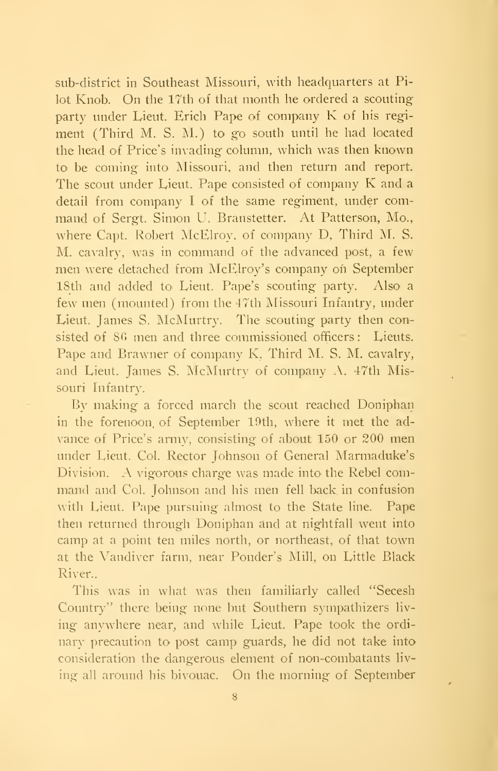sub-district in Southeast Missouri, with headquarters at Pilot Knob. On the 17th of that month he ordered a scouting party under Lieut. Erich Pape of company K of his regiment (Third M. S. M.) to go south until he had located the head of Price's invading column, which was then known to be coming into Missouri, and then return and report. The scout under Lieut. Pape consisted of company K and a detail from company I of the same regiment, under command of Sergt. Simon U. Branstetter. At Patterson, Mo., where Capt. Robert McElroy, of company D, Third M. S. M. cavalry, was in command of the advanced post, a few men were detached from McElroy's company on September 18th and added to Lieut. Pape's scouting party. Also a few men (mounted) from the 47th Missouri Infantry, under Lieut. James S. McMurtry. The scouting party then consisted of 86 men and three commissioned officers: Lieuts. Pape and Brawner of company K, Third M. S. M. cavalry, and Lieut. James S. McMurtry of company A. 47th Missouri Infantry.

By making a forced march the scout reached Doniphan in the forenoon of September 19th, where it met the advance of Price's army, consisting of about 150 or 200 men under Lieut. Col. Rector Johnson of General Marmaduke's Division. A vigorous charge was made into the Rebel command and Col. Johnson and his men fell back in confusion with Lieut. Pape pursuing almost to the State line. Pape then returned through Doniphan and at nightfall went into camp at a point ten miles north, or northeast, of that town at the Vandiver farm, near Ponder's Mill, on Little Black River..

This was in what was then familiarly called "Secesh Country" there being none but Southern sympathizers living anywhere near, and while Lieut. Pape took the ordinary precaution to post camp guards, he did not take into consideration the dangerous element of non-combatants living all around his bivouac. On the morning of September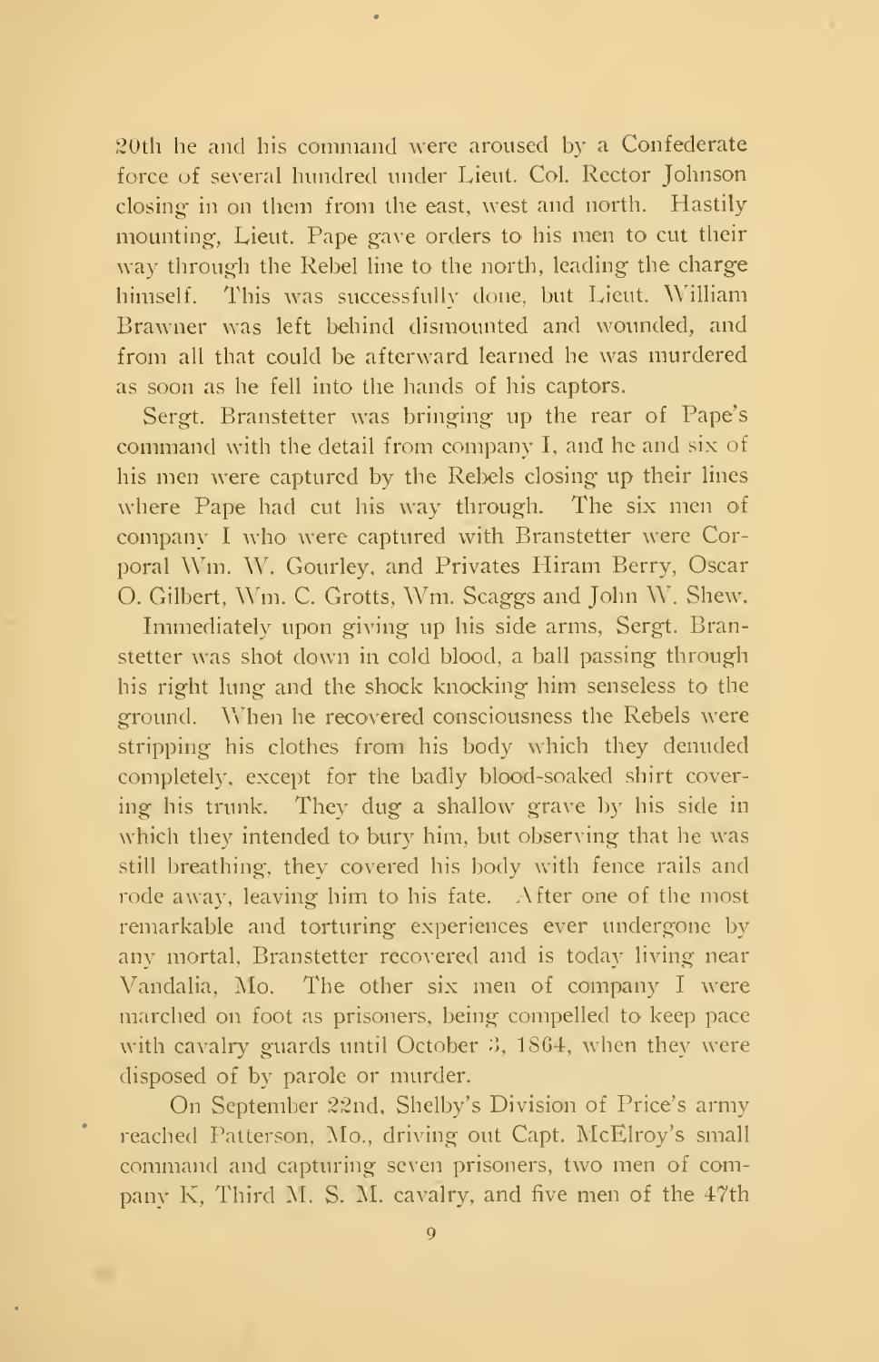20th he and his command were aroused by a Confederate force of several hundred under Lieut. Col. Rector Johnson closing in on them from the east, west and north. Hastily mounting, Lieut. Pape gave orders to his men to cut their way through the Rebel line to the north, leading the charge himself. This was successfully done, but Lieut. William Brawner was left behind dismounted and wounded, and from all that could be afterward learned he was murdered as soon as he fell into the hands of his captors.

Sergt. Branstetter was bringing up the rear of Pape's command with the detail from company I, and he and six of his men were captured by the Rebels closing up their lines where Pape had cut his way through. The six men of company I who were captured with Branstetter were Corporal Wm. W. Gourley, and Privates Hiram Berry, Oscar O. Gilbert, Wm. C. Grotts, Wm. Scaggs and John W. Shew.

Immediately upon giving up his side arms, Sergt. Branstetter was shot down in cold blood, a ball passing through his right lung and the shock knocking him senseless to the ground. When he recovered consciousness the Rebels were stripping his clothes from his body which they denuded completely, except for the badly blood-soaked shirt covering his trunk. They dug a shallow grave by his side in which they intended to bury him, but observing that he was still breathing, they covered his body with fence rails and rode away, leaving him to his fate. After one of the most remarkable and torturing experiences ever undergone by any mortal, Branstetter recovered and is today living near Vandalia, Mo. The other six men of company I were marched on foot as prisoners, being compelled to keep pace with cavalry guards until October 3, 1864, when they were disposed of by parole or murder.

On September 22nd, Shelby's Division of Price's army reached Patterson, Mo., driving out Capt. McElroy's small command and capturing seven prisoners, two men of company K, Third M. S. M. cavalry, and five men of the 47th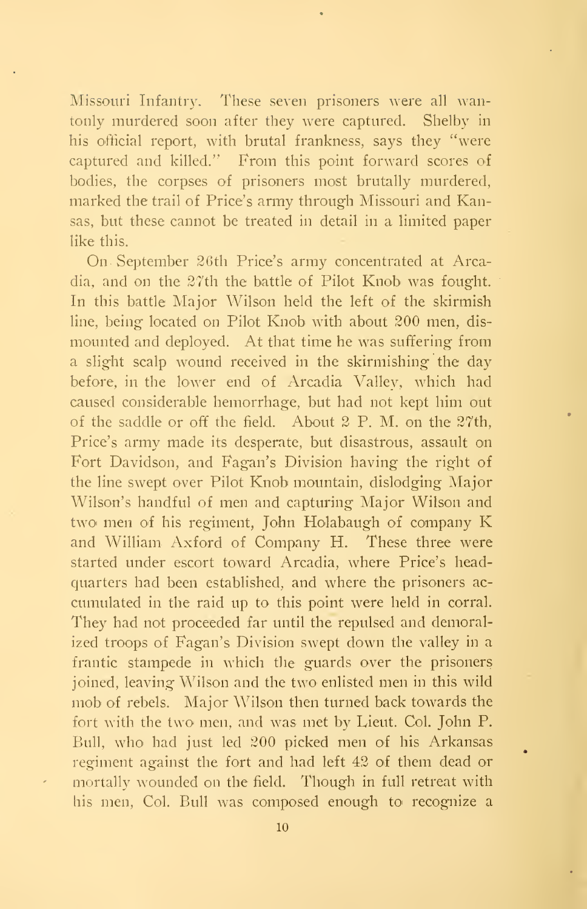Missouri Infantry. These seven prisoners were all wantonly murdered soon after they were captured. Shelby in his official report, with brutal frankness, says they "were captured and killed." From this point forward scores of bodies, the corpses of prisoners most brutally murdered, marked the trail of Price's army through Missouri and Kansas, but these cannot be treated in detail in a limited paper like this.

On September 26th Price's army concentrated at Arcadia, and on the 27th the battle of Pilot Knob was fought. In this battle Major Wilson held the left of the skirmish line, being located on Pilot Knob with about 200 men, dismounted and deployed. At that time he was suffering from a slight scalp wound received in the skirmishing the day before, in the lower end of Arcadia Valley, which had caused considerable hemorrhage, but had not kept him out of the saddle or off the field. About 2 P. M. on the 27th, Price's army made its desperate, but disastrous, assault on Fort Davidson, and Fagan's Division having the right of the line swept over Pilot Knob mountain, dislodging Major Wilson's handful of men and capturing Major Wilson and two men of his regiment, John Holabaugh of company K and William Axford of Company H. These three were started under escort toward Arcadia, where Price's headquarters had been established, and where the prisoners accumulated in the raid up to this point were held in corral. They had not proceeded far until the repulsed and demoralized troops of Fagan's Division swept down the valley in a frantic stampede in which the guards over the prisoners joined, leaving Wilson and the two enlisted men in this wild mob of rebels. Major Wilson then turned back towards the fort with the two men, and was met by Lieut. Col. John P. Bull, who had just led 200 picked men of his Arkansas regiment against the fort and had left 42 of them dead or mortally wounded on the field. Though in full retreat with his men, Col. Bull was composed enough to recognize a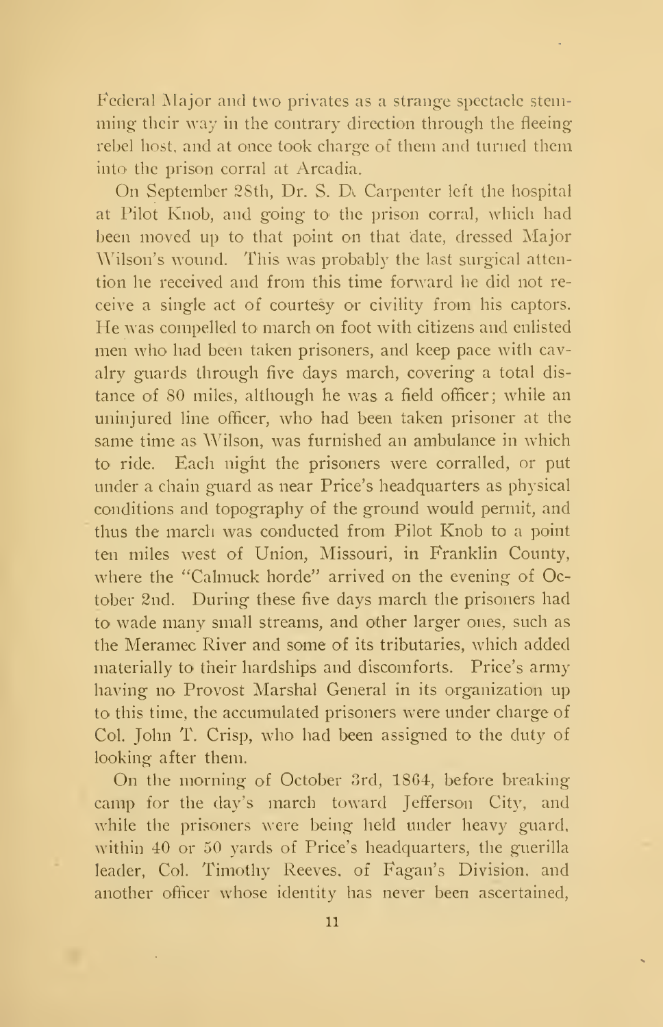Federal Major and two privates as a strange spectacle stemming their way in the contrary direction through the fleeing rebel host, and at once took charge of them and turned them into the prison corral at Arcadia.

On September 28th, Dr. S. D. Carpenter left the hospital at Pilot Knob, and going to the prison corral, which had been moved up to that point on that date, dressed Major Wilson's wound. This was probably the last surgical attention he received and from this time forward he did not receive a single act of courtesy or civility from his captors. He was compelled to march on foot with citizens and enlisted men who had been taken prisoners, and keep pace with cavalry guards through five days march, covering a total distance of 80 miles, although he was a field officer; while an uninjured line officer, who had been taken prisoner at the same time as Wilson, was furnished an ambulance in which to ride. Each night the prisoners were corralled, or put under a chain guard as near Price's headquarters as physical conditions and topography of the ground would permit, and thus the march was conducted from Pilot Knob to a point ten miles west of Union, Missouri, in Franklin County, where the "Calmuck horde" arrived on the evening of October 2nd. During these five days march the prisoners had to wade many small streams, and other larger ones, such as the Meramec River and some of its tributaries, which added materially to their hardships and discomforts. Price's army having no Provost Marshal General in its organization up to this time, the accumulated prisoners were under charge of Col. John T. Crisp, who had been assigned to the duty of looking after them.

On the morning of October 3rd, 1864, before breaking camp for the day's march toward Jefferson City, and while the prisoners were being held under heavy guard, within 40 or 50 yards of Price's headquarters, the guerilla leader, Col. Timothy Reeves, of Fagan's Division, and another officer whose identity has never been ascertained,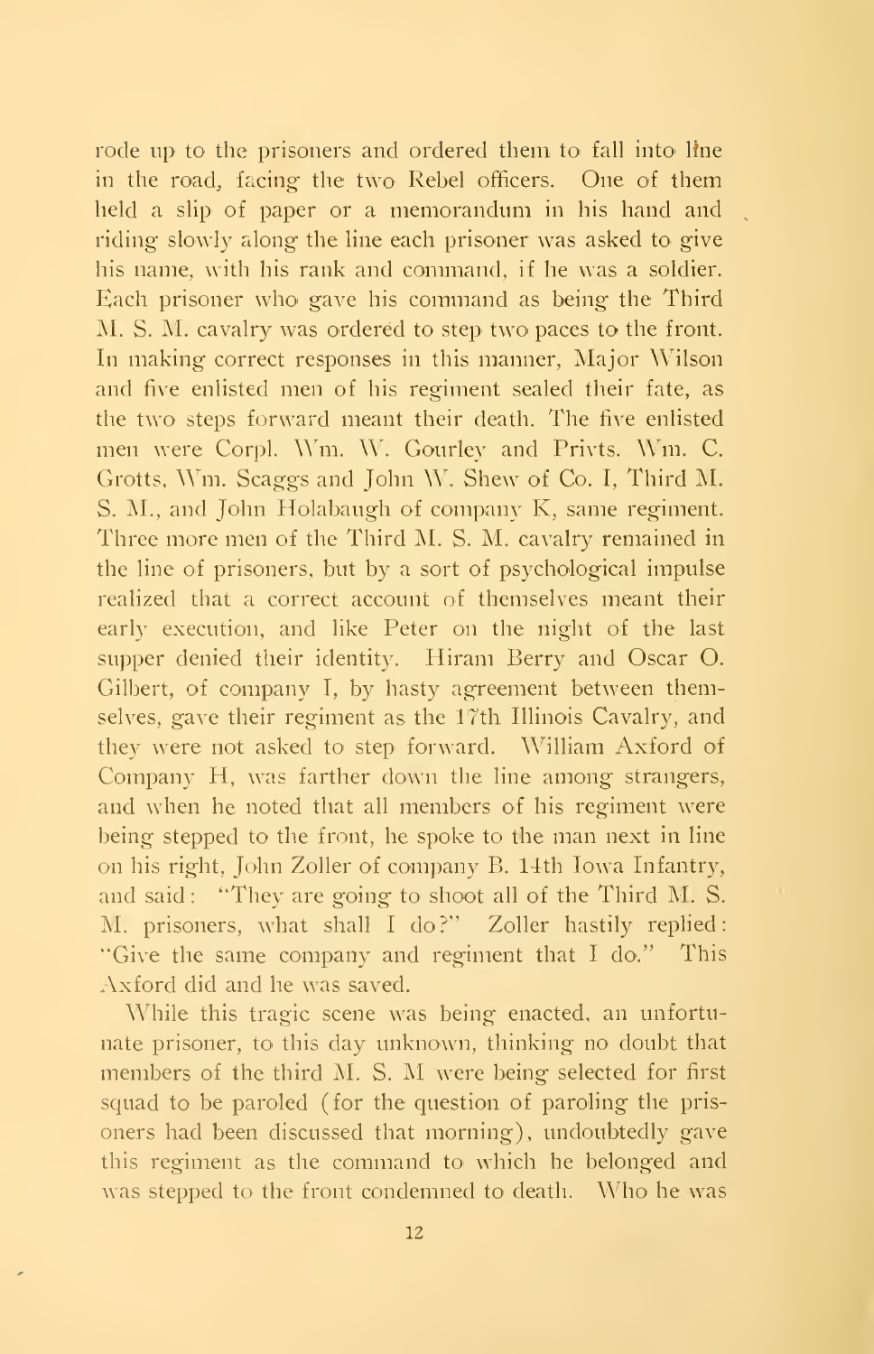rode up to the prisoners and ordered them to fall into line in the road, facing the two Rebel officers. One of them held a slip of paper or a memorandum in his hand and riding slowly along the line each prisoner was asked to give his name, with his rank and command, if he was a soldier. Each prisoner who gave his command as being the Third M. S. M. cavalry was ordered to step two paces to the front. In making correct responses in this manner, Major Wilson and five enlisted men of his regiment sealed their fate, as the two steps forward meant their death. The five enlisted men were Corpl. Wm. W. Gourley and Privts. Wm. C. Grotts, Wm. Scaggs and John W. Shew of Co. I, Third M. S. M., and John Holabaugh of company K, same regiment. Three more men of the Third M. S. M. cavalry remained in the line of prisoners, but by a sort of psychological impulse realized that a correct account of themselves meant their early execution, and like Peter on the night of the last supper denied their identity. Hiram Berry and Oscar O. Gilbert, of company I, by hasty agreement between themselves, gave their regiment as the 17th Illinois Cavalry, and they were not asked to step forward. William Axford of Company H, was farther down the line among strangers, and when he noted that all members of his regiment were being stepped to the front, he spoke to the man next in line on his right, John Zoller of company B. 14th Iowa Infantry, and said: "They are going to shoot all of the Third M. S. M. prisoners, what shall I do?" Zoller hastily replied: "Give the same company and regiment that I do." This Axford did and he was saved.

While this tragic scene was being enacted, an unfortunate prisoner, to this day unknown, thinking no doubt that members of the third M. S. M were being selected for first squad to be paroled (for the question of paroling the prisoners had been discussed that morning), undoubtedly gave this regiment as the command to which he belonged and was stepped to the front condemned to death. Who he was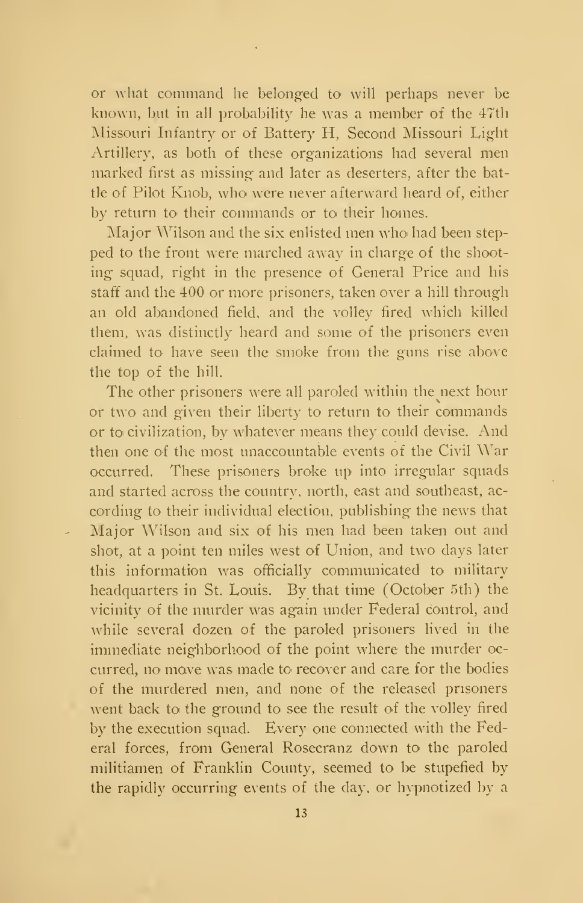or what command he belonged to will perhaps never be known, but in all probability he was a member of the 47th Missouri Infantry or of Battery H, Second Missouri Light Artillery, as both of these organizations had several men marked first as missing and later as deserters, after the battle of Pilot Knob, who were never afterward heard of, either by return to their commands or to their homes.

Major Wilson and the six enlisted men who had been stepped to the front were marched away in charge of the shooting squad, right in the presence of General Price and his staff and the 400 or more prisoners, taken over a hill through an old abandoned field, and the volley fired which killed them, was distinctly heard and some of the prisoners even claimed to have seen the smoke from the guns rise above the top of the hill.

The other prisoners were all paroled within the next hour or two and given their liberty to return to their commands or to civilization, by whatever means they could devise. And then one of the most unaccountable events of the Civil War occurred. These prisoners broke up into irregular squads and started across the country, north, east and southeast, according to their individual election, publishing the news that Major Wilson and six of his men had been taken out and shot, at a point ten miles west of Union, and two days later this information was officially communicated to military headquarters in St. Louis. By that time (October 5th) the vicinity of the murder was again under Federal control, and while several dozen of the paroled prisoners lived in the immediate neighborhood of the point where the murder occurred, no move was made to recover and care for the bodies of the murdered men, and none of the released prisoners went back to the ground to see the result of the volley fired by the execution squad. Every one connected with the Federal forces, from General Rosecranz down to the paroled militiamen of Franklin County, seemed to be stupefied by the rapidly occurring events of the day, or hypnotized by a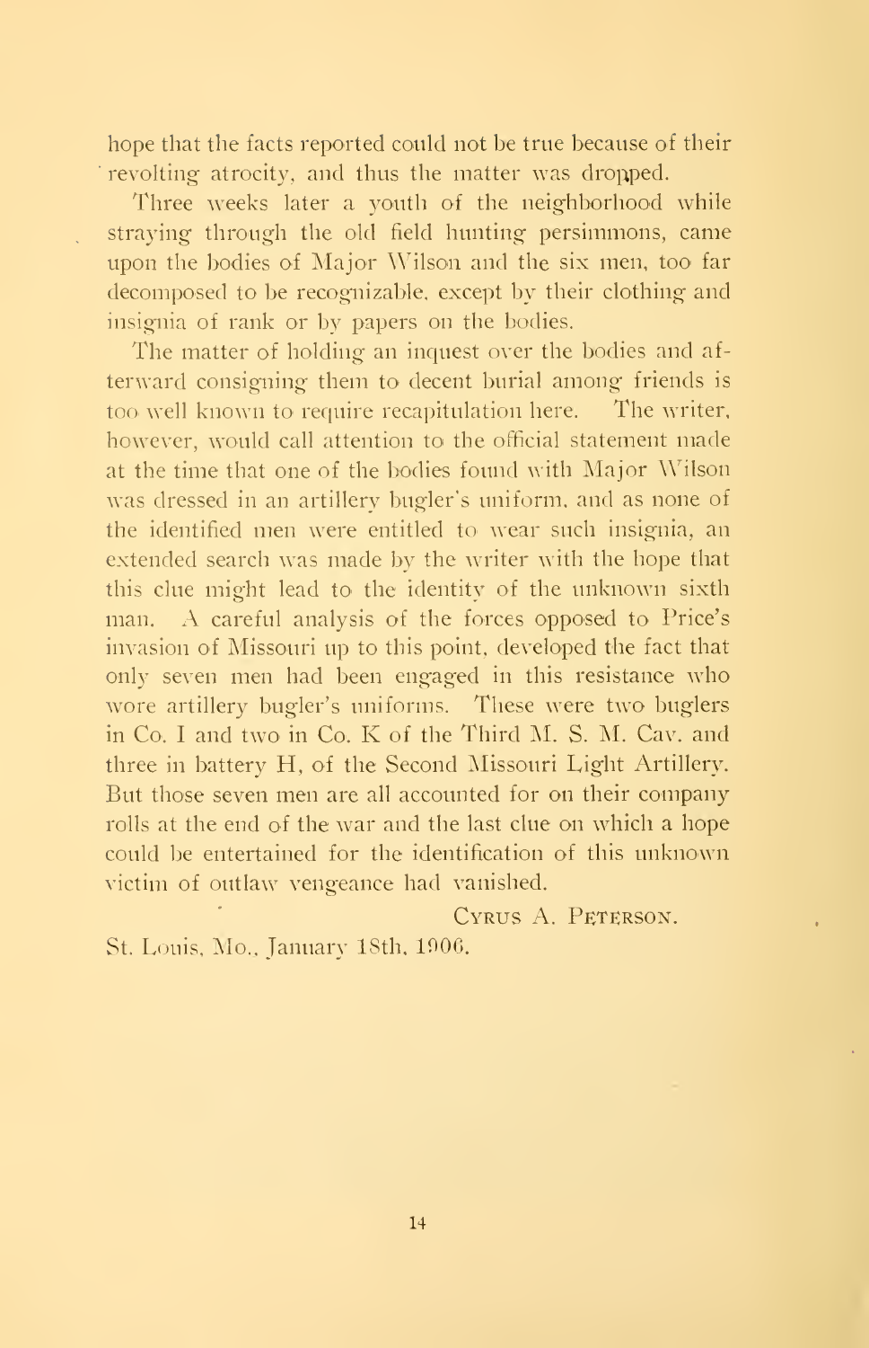hope that the facts reported could not be true because of their revolting atrocity, and thus the matter was dropped.

Three weeks later a youth of the neighborhood while straying through the old field hunting persimmons, came upon the bodies of Major Wilson and the six men, too far decomposed to be recognizable, except by their clothing and insignia of rank or by papers on the bodies.

The matter of holding an inquest over the bodies and afterward consigning them to decent burial among friends is too well known to require recapitulation here. The writer, however, would call attention to the official statement made at the time that one of the bodies found with Major Wilson was dressed in an artillery bugler's uniform, and as none of the identified men were entitled to wear such insignia, an extended search was made by the writer with the hope that this clue might lead to the identity of the unknown sixth man. A careful analysis of the forces opposed to Price's invasion of Missouri up to this point, developed the fact that only seven men had been engaged in this resistance who wore artillery bugler's uniforms. These were two buglers in Co. I and two in Co. K of the Third M. S. M. Cav. and three in battery H, of the Second Missouri Light Artillery. But those seven men are all accounted for on their company rolls at the end of the war and the last clue on which a hope could be entertained for the identification of this unknown victim of outlaw vengeance had vanished.

CYRUS A. PETERSON.

St. Louis, Mo., January 18th, 1906.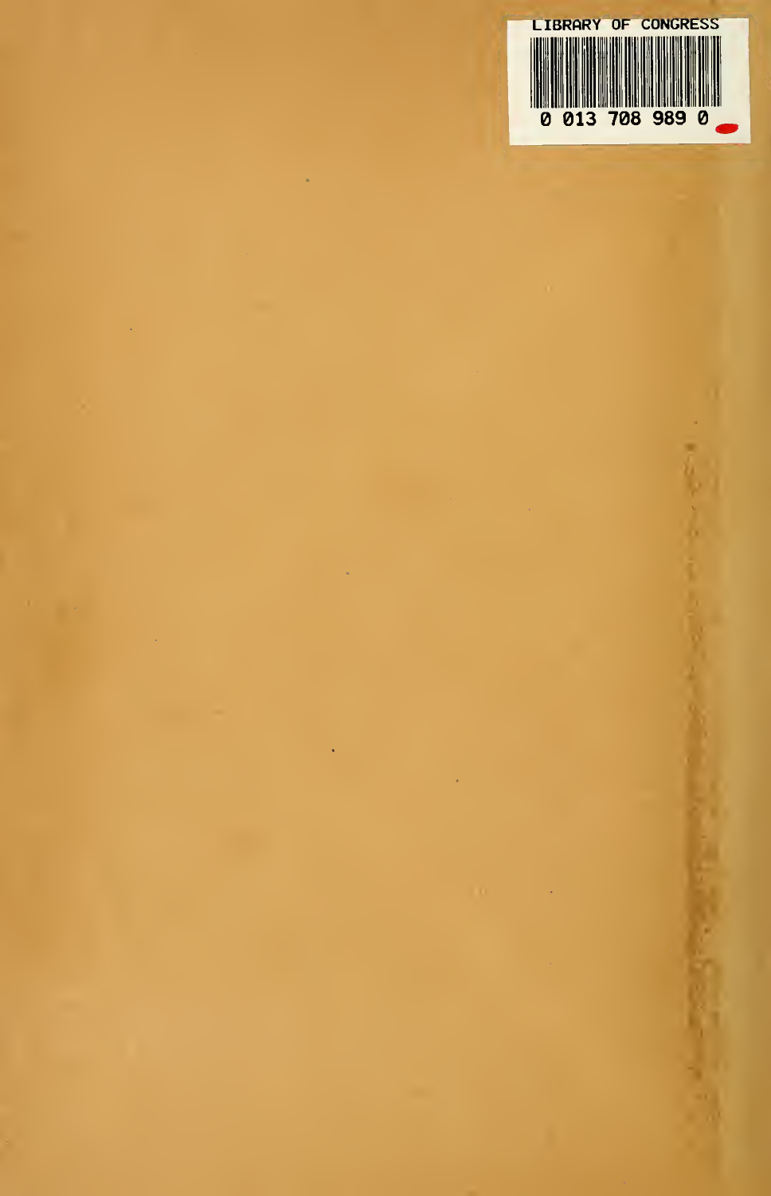LIBRARY OF CONGRESS

0 013 708 989 0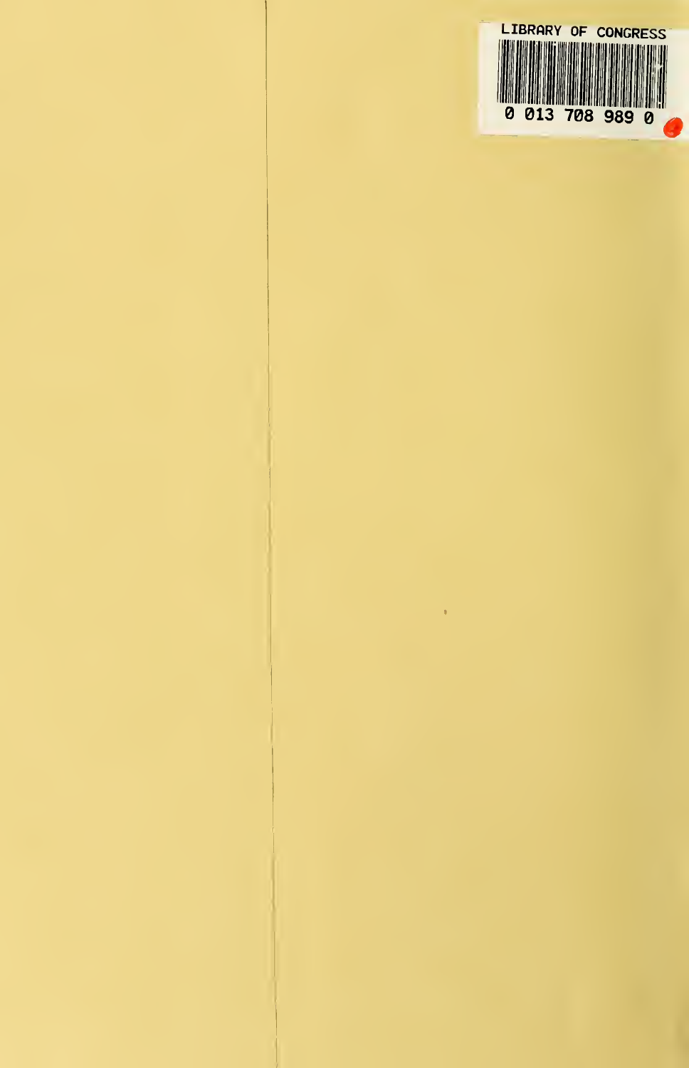LIBRARY OF CONGRESS

0 013 708 989 0